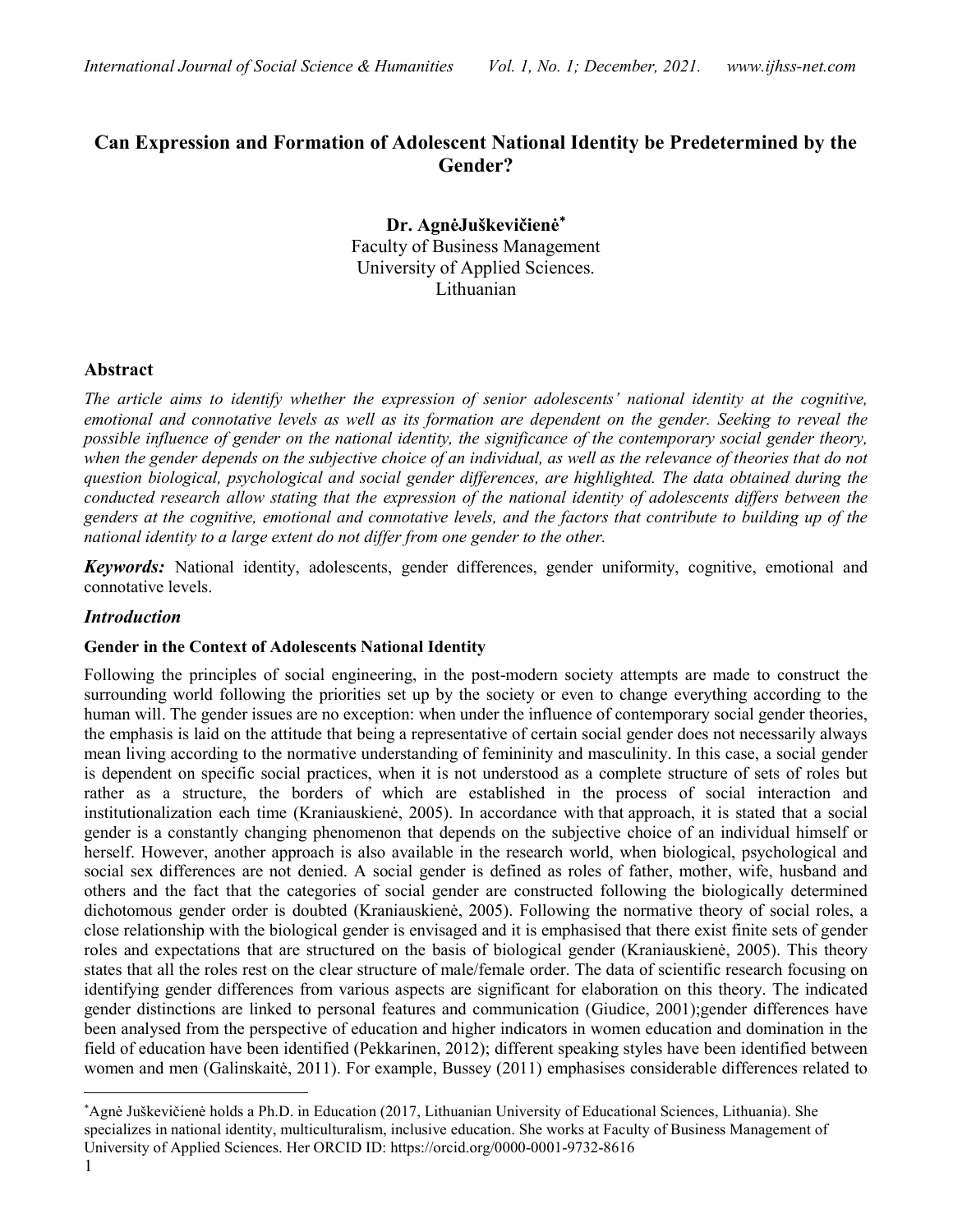# Can Expression and Formation of Adolescent National Identity be Predetermined by the Gender?

**Dr. AgnėJuškevičienė***
Faculty of Business Management
University of Applied Sciences.
Lithuanian

## Abstract

*The article aims to identify whether the expression of senior adolescents' national identity at the cognitive, emotional and connotative levels as well as its formation are dependent on the gender. Seeking to reveal the possible influence of gender on the national identity, the significance of the contemporary social gender theory, when the gender depends on the subjective choice of an individual, as well as the relevance of theories that do not question biological, psychological and social gender differences, are highlighted. The data obtained during the conducted research allow stating that the expression of the national identity of adolescents differs between the genders at the cognitive, emotional and connotative levels, and the factors that contribute to building up of the national identity to a large extent do not differ from one gender to the other.*

***Keywords:*** National identity, adolescents, gender differences, gender uniformity, cognitive, emotional and connotative levels.

## *Introduction*

### Gender in the Context of Adolescents National Identity

Following the principles of social engineering, in the post-modern society attempts are made to construct the surrounding world following the priorities set up by the society or even to change everything according to the human will. The gender issues are no exception: when under the influence of contemporary social gender theories, the emphasis is laid on the attitude that being a representative of certain social gender does not necessarily always mean living according to the normative understanding of femininity and masculinity. In this case, a social gender is dependent on specific social practices, when it is not understood as a complete structure of sets of roles but rather as a structure, the borders of which are established in the process of social interaction and institutionalization each time (Kraniauskienė, 2005). In accordance with that approach, it is stated that a social gender is a constantly changing phenomenon that depends on the subjective choice of an individual himself or herself. However, another approach is also available in the research world, when biological, psychological and social sex differences are not denied. A social gender is defined as roles of father, mother, wife, husband and others and the fact that the categories of social gender are constructed following the biologically determined dichotomous gender order is doubted (Kraniauskienė, 2005). Following the normative theory of social roles, a close relationship with the biological gender is envisaged and it is emphasised that there exist finite sets of gender roles and expectations that are structured on the basis of biological gender (Kraniauskienė, 2005). This theory states that all the roles rest on the clear structure of male/female order. The data of scientific research focusing on identifying gender differences from various aspects are significant for elaboration on this theory. The indicated gender distinctions are linked to personal features and communication (Giudice, 2001);gender differences have been analysed from the perspective of education and higher indicators in women education and domination in the field of education have been identified (Pekkarinen, 2012); different speaking styles have been identified between women and men (Galinskaitė, 2011). For example, Bussey (2011) emphasises considerable differences related to

---

*Agnė Juškevičienė holds a Ph.D. in Education (2017, Lithuanian University of Educational Sciences, Lithuania). She specializes in national identity, multiculturalism, inclusive education. She works at Faculty of Business Management of University of Applied Sciences. Her ORCID ID: https://orcid.org/0000-0001-9732-8616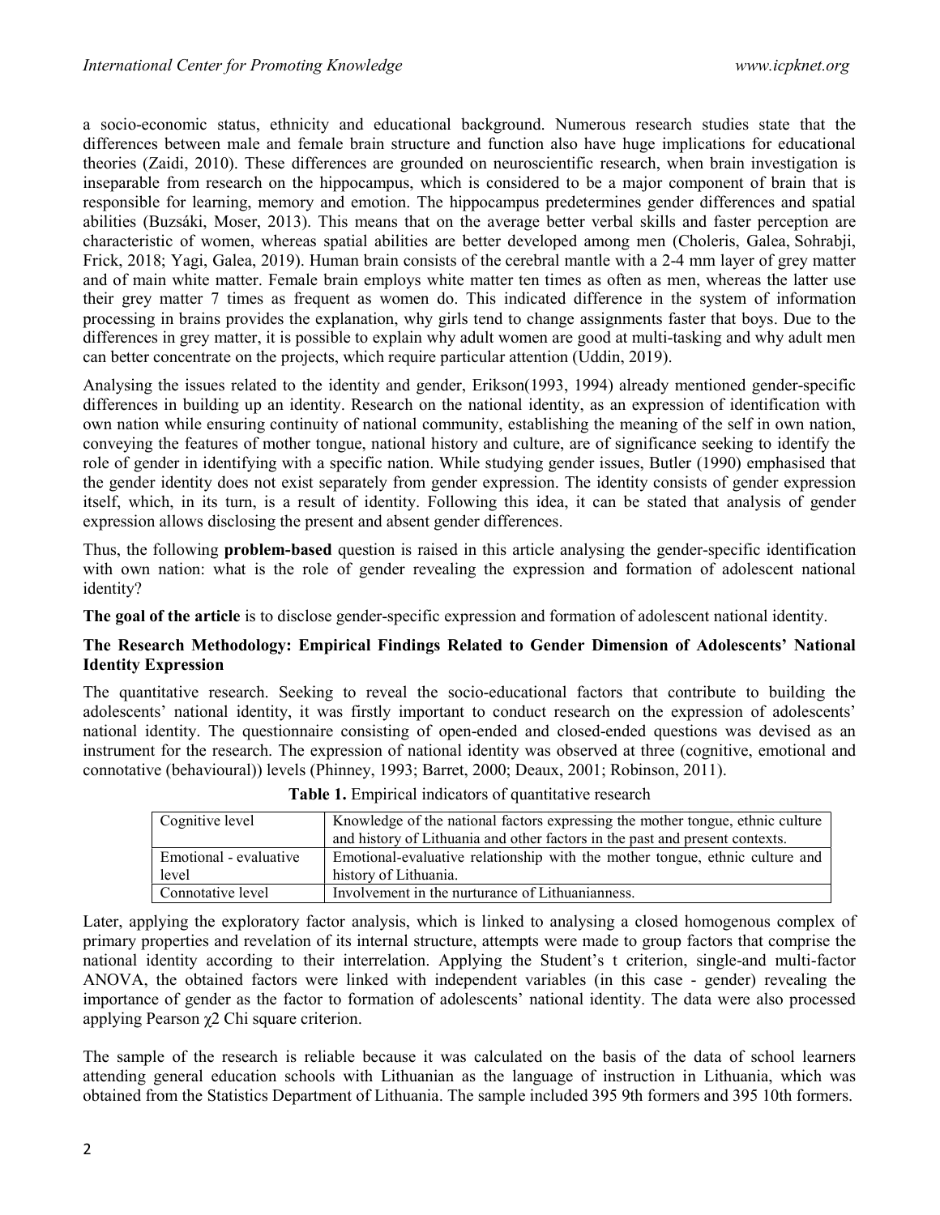a socio-economic status, ethnicity and educational background. Numerous research studies state that the differences between male and female brain structure and function also have huge implications for educational theories (Zaidi, 2010). These differences are grounded on neuroscientific research, when brain investigation is inseparable from research on the hippocampus, which is considered to be a major component of brain that is responsible for learning, memory and emotion. The hippocampus predetermines gender differences and spatial abilities (Buzsáki, Moser, 2013). This means that on the average better verbal skills and faster perception are characteristic of women, whereas spatial abilities are better developed among men (Choleris, Galea, Sohrabji, Frick, 2018; Yagi, Galea, 2019). Human brain consists of the cerebral mantle with a 2-4 mm layer of grey matter and of main white matter. Female brain employs white matter ten times as often as men, whereas the latter use their grey matter 7 times as frequent as women do. This indicated difference in the system of information processing in brains provides the explanation, why girls tend to change assignments faster that boys. Due to the differences in grey matter, it is possible to explain why adult women are good at multi-tasking and why adult men can better concentrate on the projects, which require particular attention (Uddin, 2019).

Analysing the issues related to the identity and gender, Erikson(1993, 1994) already mentioned gender-specific differences in building up an identity. Research on the national identity, as an expression of identification with own nation while ensuring continuity of national community, establishing the meaning of the self in own nation, conveying the features of mother tongue, national history and culture, are of significance seeking to identify the role of gender in identifying with a specific nation. While studying gender issues, Butler (1990) emphasised that the gender identity does not exist separately from gender expression. The identity consists of gender expression itself, which, in its turn, is a result of identity. Following this idea, it can be stated that analysis of gender expression allows disclosing the present and absent gender differences.

Thus, the following **problem-based** question is raised in this article analysing the gender-specific identification with own nation: what is the role of gender revealing the expression and formation of adolescent national identity?

**The goal of the article** is to disclose gender-specific expression and formation of adolescent national identity.

### The Research Methodology: Empirical Findings Related to Gender Dimension of Adolescents' National Identity Expression

The quantitative research. Seeking to reveal the socio-educational factors that contribute to building the adolescents' national identity, it was firstly important to conduct research on the expression of adolescents' national identity. The questionnaire consisting of open-ended and closed-ended questions was devised as an instrument for the research. The expression of national identity was observed at three (cognitive, emotional and connotative (behavioural)) levels (Phinney, 1993; Barret, 2000; Deaux, 2001; Robinson, 2011).

**Table 1.** Empirical indicators of quantitative research

| | |
|---|---|
| Cognitive level | Knowledge of the national factors expressing the mother tongue, ethnic culture and history of Lithuania and other factors in the past and present contexts. |
| Emotional - evaluative level | Emotional-evaluative relationship with the mother tongue, ethnic culture and history of Lithuania. |
| Connotative level | Involvement in the nurturance of Lithuanianness. |

Later, applying the exploratory factor analysis, which is linked to analysing a closed homogenous complex of primary properties and revelation of its internal structure, attempts were made to group factors that comprise the national identity according to their interrelation. Applying the Student's t criterion, single-and multi-factor ANOVA, the obtained factors were linked with independent variables (in this case - gender) revealing the importance of gender as the factor to formation of adolescents' national identity. The data were also processed applying Pearson $\chi 2$ Chi square criterion.

The sample of the research is reliable because it was calculated on the basis of the data of school learners attending general education schools with Lithuanian as the language of instruction in Lithuania, which was obtained from the Statistics Department of Lithuania. The sample included 395 9th formers and 395 10th formers.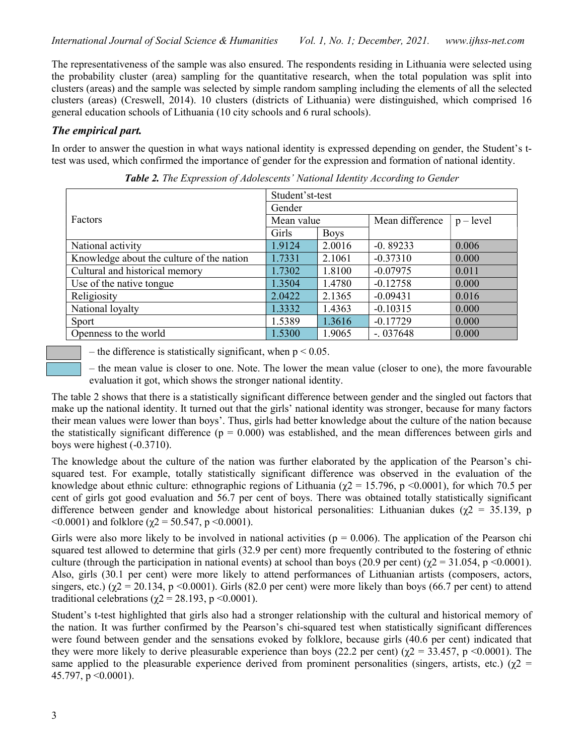The representativeness of the sample was also ensured. The respondents residing in Lithuania were selected using the probability cluster (area) sampling for the quantitative research, when the total population was split into clusters (areas) and the sample was selected by simple random sampling including the elements of all the selected clusters (areas) (Creswell, 2014). 10 clusters (districts of Lithuania) were distinguished, which comprised 16 general education schools of Lithuania (10 city schools and 6 rural schools).

### *The empirical part.*

In order to answer the question in what ways national identity is expressed depending on gender, the Student's t-test was used, which confirmed the importance of gender for the expression and formation of national identity.

***Table 2.*** *The Expression of Adolescents' National Identity According to Gender*

| Factors | Student'st-test | | | |
|---|---|---|---|---|
| | Gender | | | |
| | Mean value | | Mean difference | p – level |
| | Girls | Boys | | |
| National activity | 1.9124 | 2.0016 | -0. 89233 | 0.006 |
| Knowledge about the culture of the nation | 1.7331 | 2.1061 | -0.37310 | 0.000 |
| Cultural and historical memory | 1.7302 | 1.8100 | -0.07975 | 0.011 |
| Use of the native tongue | 1.3504 | 1.4780 | -0.12758 | 0.000 |
| Religiosity | 2.0422 | 2.1365 | -0.09431 | 0.016 |
| National loyalty | 1.3332 | 1.4363 | -0.10315 | 0.000 |
| Sport | 1.5389 | 1.3616 | -0.17729 | 0.000 |
| Openness to the world | 1.5300 | 1.9065 | -. 037648 | 0.000 |

– the difference is statistically significant, when $p < 0.05$.

– the mean value is closer to one. Note. The lower the mean value (closer to one), the more favourable evaluation it got, which shows the stronger national identity.

The table 2 shows that there is a statistically significant difference between gender and the singled out factors that make up the national identity. It turned out that the girls' national identity was stronger, because for many factors their mean values were lower than boys'. Thus, girls had better knowledge about the culture of the nation because the statistically significant difference ($p = 0.000$) was established, and the mean differences between girls and boys were highest (-0.3710).

The knowledge about the culture of the nation was further elaborated by the application of the Pearson's chi-squared test. For example, totally statistically significant difference was observed in the evaluation of the knowledge about ethnic culture: ethnographic regions of Lithuania ($\chi2 = 15.796$, $p < 0.0001$), for which 70.5 per cent of girls got good evaluation and 56.7 per cent of boys. There was obtained totally statistically significant difference between gender and knowledge about historical personalities: Lithuanian dukes ($\chi2 = 35.139$, $p < 0.0001$) and folklore ($\chi2 = 50.547$, $p < 0.0001$).

Girls were also more likely to be involved in national activities ($p = 0.006$). The application of the Pearson chi squared test allowed to determine that girls (32.9 per cent) more frequently contributed to the fostering of ethnic culture (through the participation in national events) at school than boys (20.9 per cent) ($\chi2 = 31.054$, $p < 0.0001$). Also, girls (30.1 per cent) were more likely to attend performances of Lithuanian artists (composers, actors, singers, etc.) ($\chi2 = 20.134$, $p < 0.0001$). Girls (82.0 per cent) were more likely than boys (66.7 per cent) to attend traditional celebrations ($\chi2 = 28.193$, $p < 0.0001$).

Student's t-test highlighted that girls also had a stronger relationship with the cultural and historical memory of the nation. It was further confirmed by the Pearson's chi-squared test when statistically significant differences were found between gender and the sensations evoked by folklore, because girls (40.6 per cent) indicated that they were more likely to derive pleasurable experience than boys (22.2 per cent) ($\chi2 = 33.457$, $p < 0.0001$). The same applied to the pleasurable experience derived from prominent personalities (singers, artists, etc.) ($\chi2 = 45.797$, $p < 0.0001$).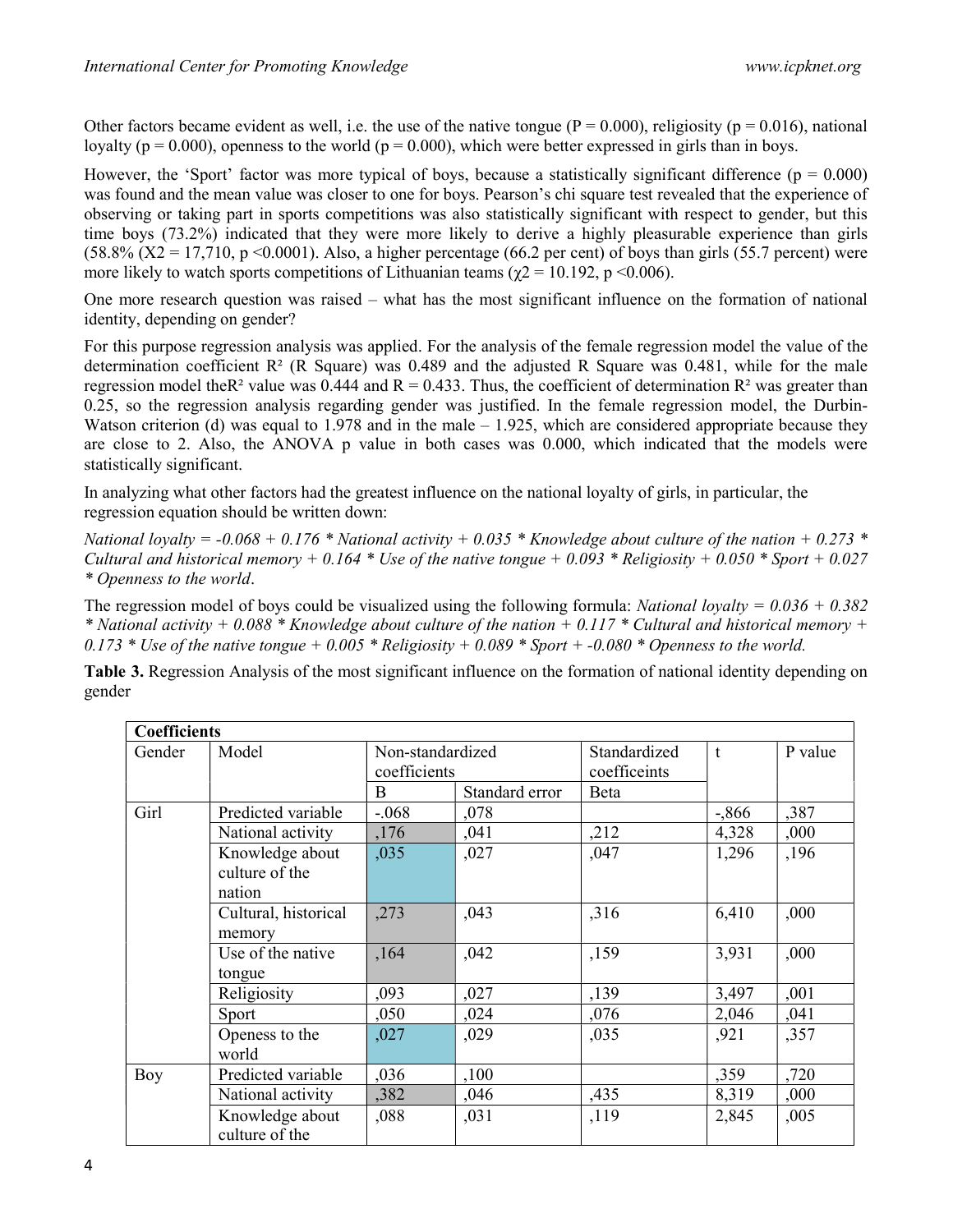Other factors became evident as well, i.e. the use of the native tongue ($P = 0.000$), religiosity ($p = 0.016$), national loyalty ($p = 0.000$), openness to the world ($p = 0.000$), which were better expressed in girls than in boys.

However, the 'Sport' factor was more typical of boys, because a statistically significant difference ($p = 0.000$) was found and the mean value was closer to one for boys. Pearson's chi square test revealed that the experience of observing or taking part in sports competitions was also statistically significant with respect to gender, but this time boys (73.2%) indicated that they were more likely to derive a highly pleasurable experience than girls (58.8% ($X2 = 17{,}710$, $p < 0.0001$). Also, a higher percentage (66.2 per cent) of boys than girls (55.7 percent) were more likely to watch sports competitions of Lithuanian teams ($\chi 2 = 10.192$, $p < 0.006$).

One more research question was raised – what has the most significant influence on the formation of national identity, depending on gender?

For this purpose regression analysis was applied. For the analysis of the female regression model the value of the determination coefficient $R^2$ (R Square) was 0.489 and the adjusted R Square was 0.481, while for the male regression model the $R^2$ value was 0.444 and $R = 0.433$. Thus, the coefficient of determination $R^2$ was greater than 0.25, so the regression analysis regarding gender was justified. In the female regression model, the Durbin-Watson criterion (d) was equal to 1.978 and in the male – 1.925, which are considered appropriate because they are close to 2. Also, the ANOVA p value in both cases was 0.000, which indicated that the models were statistically significant.

In analyzing what other factors had the greatest influence on the national loyalty of girls, in particular, the regression equation should be written down:

*National loyalty = -0.068 + 0.176 * National activity + 0.035 * Knowledge about culture of the nation + 0.273 * Cultural and historical memory + 0.164 * Use of the native tongue + 0.093 * Religiosity + 0.050 * Sport + 0.027 * Openness to the world*.

The regression model of boys could be visualized using the following formula: *National loyalty = 0.036 + 0.382 * National activity + 0.088 * Knowledge about culture of the nation + 0.117 * Cultural and historical memory + 0.173 * Use of the native tongue + 0.005 * Religiosity + 0.089 * Sport + -0.080 * Openness to the world.*

**Table 3.** Regression Analysis of the most significant influence on the formation of national identity depending on gender

| **Coefficients** | | | | | | |
|---|---|---|---|---|---|---|
| Gender | Model | Non-standardized coefficients | | Standardized coefficeints | t | P value |
| | | B | Standard error | Beta | | |
| Girl | Predicted variable | -.068 | ,078 | | -,866 | ,387 |
| | National activity | ,176 | ,041 | ,212 | 4,328 | ,000 |
| | Knowledge about culture of the nation | ,035 | ,027 | ,047 | 1,296 | ,196 |
| | Cultural, historical memory | ,273 | ,043 | ,316 | 6,410 | ,000 |
| | Use of the native tongue | ,164 | ,042 | ,159 | 3,931 | ,000 |
| | Religiosity | ,093 | ,027 | ,139 | 3,497 | ,001 |
| | Sport | ,050 | ,024 | ,076 | 2,046 | ,041 |
| | Openess to the world | ,027 | ,029 | ,035 | ,921 | ,357 |
| Boy | Predicted variable | ,036 | ,100 | | ,359 | ,720 |
| | National activity | ,382 | ,046 | ,435 | 8,319 | ,000 |
| | Knowledge about culture of the | ,088 | ,031 | ,119 | 2,845 | ,005 |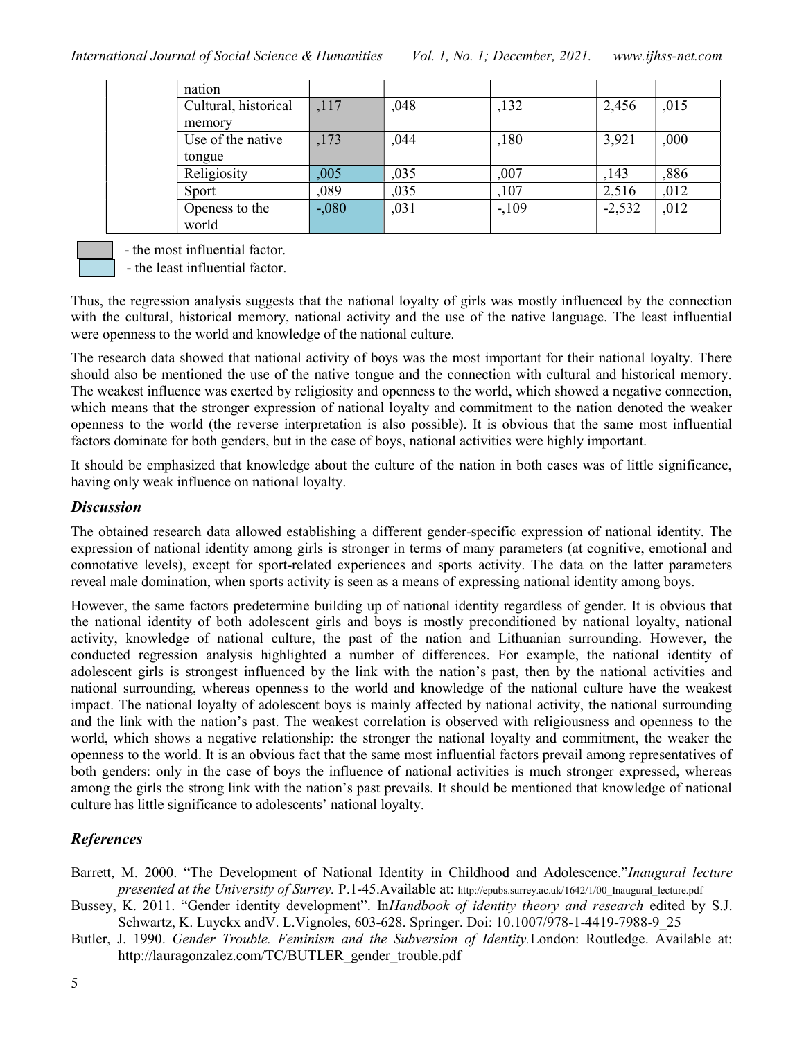|  | nation |  |  |  |  |  |
|---|---|---|---|---|---|---|
|  | Cultural, historical memory | ,117 | ,048 | ,132 | 2,456 | ,015 |
|  | Use of the native tongue | ,173 | ,044 | ,180 | 3,921 | ,000 |
|  | Religiosity | ,005 | ,035 | ,007 | ,143 | ,886 |
|  | Sport | ,089 | ,035 | ,107 | 2,516 | ,012 |
|  | Openess to the world | -,080 | ,031 | -,109 | -2,532 | ,012 |

- the most influential factor.
- the least influential factor.

Thus, the regression analysis suggests that the national loyalty of girls was mostly influenced by the connection with the cultural, historical memory, national activity and the use of the native language. The least influential were openness to the world and knowledge of the national culture.

The research data showed that national activity of boys was the most important for their national loyalty. There should also be mentioned the use of the native tongue and the connection with cultural and historical memory. The weakest influence was exerted by religiosity and openness to the world, which showed a negative connection, which means that the stronger expression of national loyalty and commitment to the nation denoted the weaker openness to the world (the reverse interpretation is also possible). It is obvious that the same most influential factors dominate for both genders, but in the case of boys, national activities were highly important.

It should be emphasized that knowledge about the culture of the nation in both cases was of little significance, having only weak influence on national loyalty.

### *Discussion*

The obtained research data allowed establishing a different gender-specific expression of national identity. The expression of national identity among girls is stronger in terms of many parameters (at cognitive, emotional and connotative levels), except for sport-related experiences and sports activity. The data on the latter parameters reveal male domination, when sports activity is seen as a means of expressing national identity among boys.

However, the same factors predetermine building up of national identity regardless of gender. It is obvious that the national identity of both adolescent girls and boys is mostly preconditioned by national loyalty, national activity, knowledge of national culture, the past of the nation and Lithuanian surrounding. However, the conducted regression analysis highlighted a number of differences. For example, the national identity of adolescent girls is strongest influenced by the link with the nation's past, then by the national activities and national surrounding, whereas openness to the world and knowledge of the national culture have the weakest impact. The national loyalty of adolescent boys is mainly affected by national activity, the national surrounding and the link with the nation's past. The weakest correlation is observed with religiousness and openness to the world, which shows a negative relationship: the stronger the national loyalty and commitment, the weaker the openness to the world. It is an obvious fact that the same most influential factors prevail among representatives of both genders: only in the case of boys the influence of national activities is much stronger expressed, whereas among the girls the strong link with the nation's past prevails. It should be mentioned that knowledge of national culture has little significance to adolescents' national loyalty.

### *References*

Barrett, M. 2000. "The Development of National Identity in Childhood and Adolescence."*Inaugural lecture presented at the University of Surrey.* P.1-45.Available at: http://epubs.surrey.ac.uk/1642/1/00_Inaugural_lecture.pdf

Bussey, K. 2011. "Gender identity development". In*Handbook of identity theory and research* edited by S.J. Schwartz, K. Luyckx andV. L.Vignoles, 603-628. Springer. Doi: 10.1007/978-1-4419-7988-9_25

Butler, J. 1990. *Gender Trouble. Feminism and the Subversion of Identity.*London: Routledge. Available at: http://lauragonzalez.com/TC/BUTLER_gender_trouble.pdf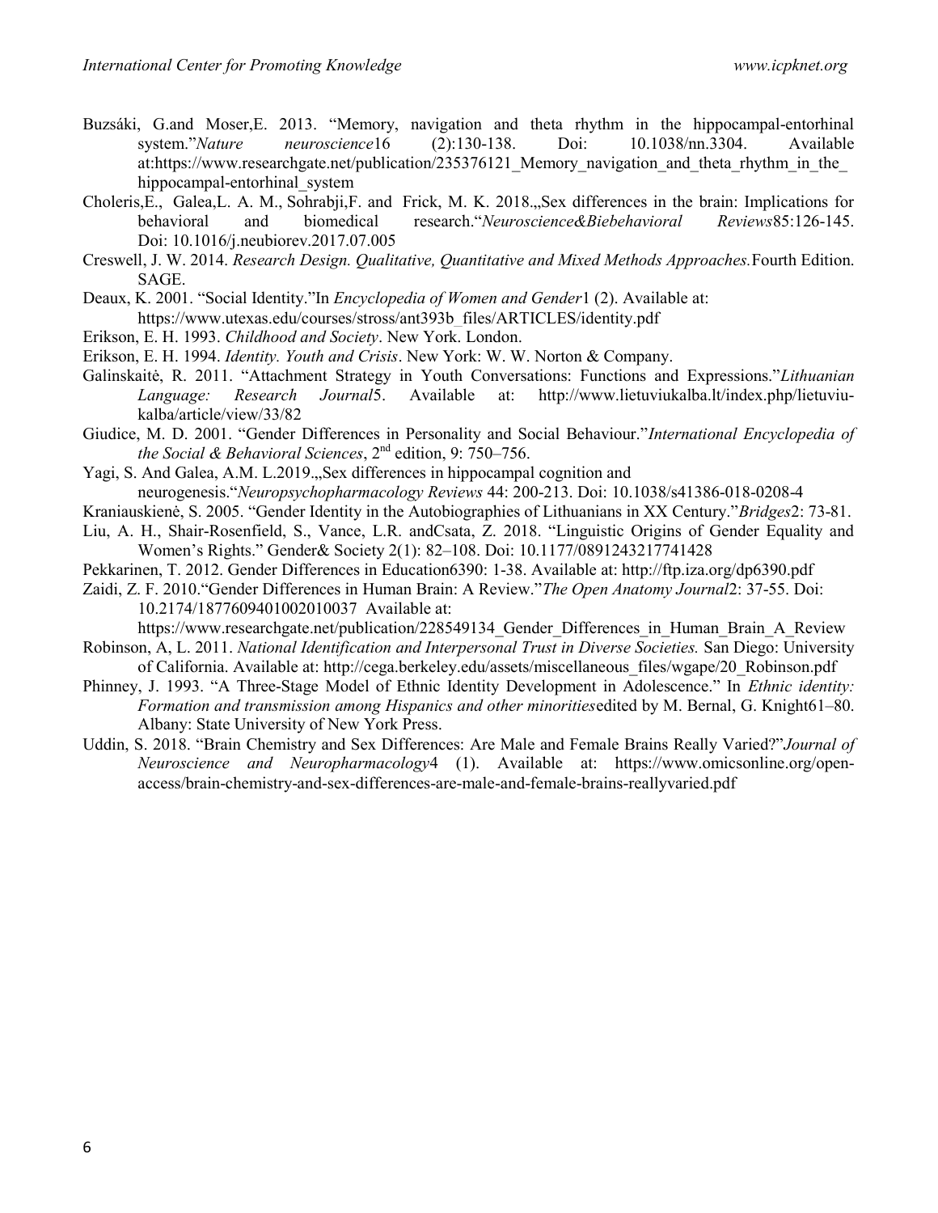Buzsáki, G.and Moser,E. 2013. "Memory, navigation and theta rhythm in the hippocampal-entorhinal system."*Nature neuroscience*16 (2):130-138. Doi: 10.1038/nn.3304. Available at:https://www.researchgate.net/publication/235376121_Memory_navigation_and_theta_rhythm_in_the_hippocampal-entorhinal_system

Choleris,E., Galea,L. A. M., Sohrabji,F. and Frick, M. K. 2018.„Sex differences in the brain: Implications for behavioral and biomedical research."*Neuroscience&Biebehavioral Reviews*85:126-145. Doi: 10.1016/j.neubiorev.2017.07.005

Creswell, J. W. 2014. *Research Design. Qualitative, Quantitative and Mixed Methods Approaches.*Fourth Edition. SAGE.

Deaux, K. 2001. "Social Identity."In *Encyclopedia of Women and Gender*1 (2). Available at: https://www.utexas.edu/courses/stross/ant393b_files/ARTICLES/identity.pdf

Erikson, E. H. 1993. *Childhood and Society*. New York. London.

Erikson, E. H. 1994. *Identity. Youth and Crisis*. New York: W. W. Norton & Company.

Galinskaitė, R. 2011. "Attachment Strategy in Youth Conversations: Functions and Expressions."*Lithuanian Language: Research Journal*5. Available at: http://www.lietuviukalba.lt/index.php/lietuviu-kalba/article/view/33/82

Giudice, M. D. 2001. "Gender Differences in Personality and Social Behaviour."*International Encyclopedia of the Social & Behavioral Sciences*, 2nd edition, 9: 750–756.

Yagi, S. And Galea, A.M. L.2019.„Sex differences in hippocampal cognition and neurogenesis."*Neuropsychopharmacology Reviews* 44: 200-213. Doi: 10.1038/s41386-018-0208-4

Kraniauskienė, S. 2005. "Gender Identity in the Autobiographies of Lithuanians in XX Century."*Bridges*2: 73-81.

Liu, A. H., Shair-Rosenfield, S., Vance, L.R. andCsata, Z. 2018. "Linguistic Origins of Gender Equality and Women's Rights." Gender& Society 2(1): 82–108. Doi: 10.1177/0891243217741428

Pekkarinen, T. 2012. Gender Differences in Education6390: 1-38. Available at: http://ftp.iza.org/dp6390.pdf

Zaidi, Z. F. 2010."Gender Differences in Human Brain: A Review."*The Open Anatomy Journal*2: 37-55. Doi: 10.2174/1877609401002010037 Available at: https://www.researchgate.net/publication/228549134_Gender_Differences_in_Human_Brain_A_Review

Robinson, A, L. 2011. *National Identification and Interpersonal Trust in Diverse Societies.* San Diego: University of California. Available at: http://cega.berkeley.edu/assets/miscellaneous_files/wgape/20_Robinson.pdf

Phinney, J. 1993. "A Three-Stage Model of Ethnic Identity Development in Adolescence." In *Ethnic identity: Formation and transmission among Hispanics and other minorities*edited by M. Bernal, G. Knight61–80. Albany: State University of New York Press.

Uddin, S. 2018. "Brain Chemistry and Sex Differences: Are Male and Female Brains Really Varied?"*Journal of Neuroscience and Neuropharmacology*4 (1). Available at: https://www.omicsonline.org/open-access/brain-chemistry-and-sex-differences-are-male-and-female-brains-reallyvaried.pdf